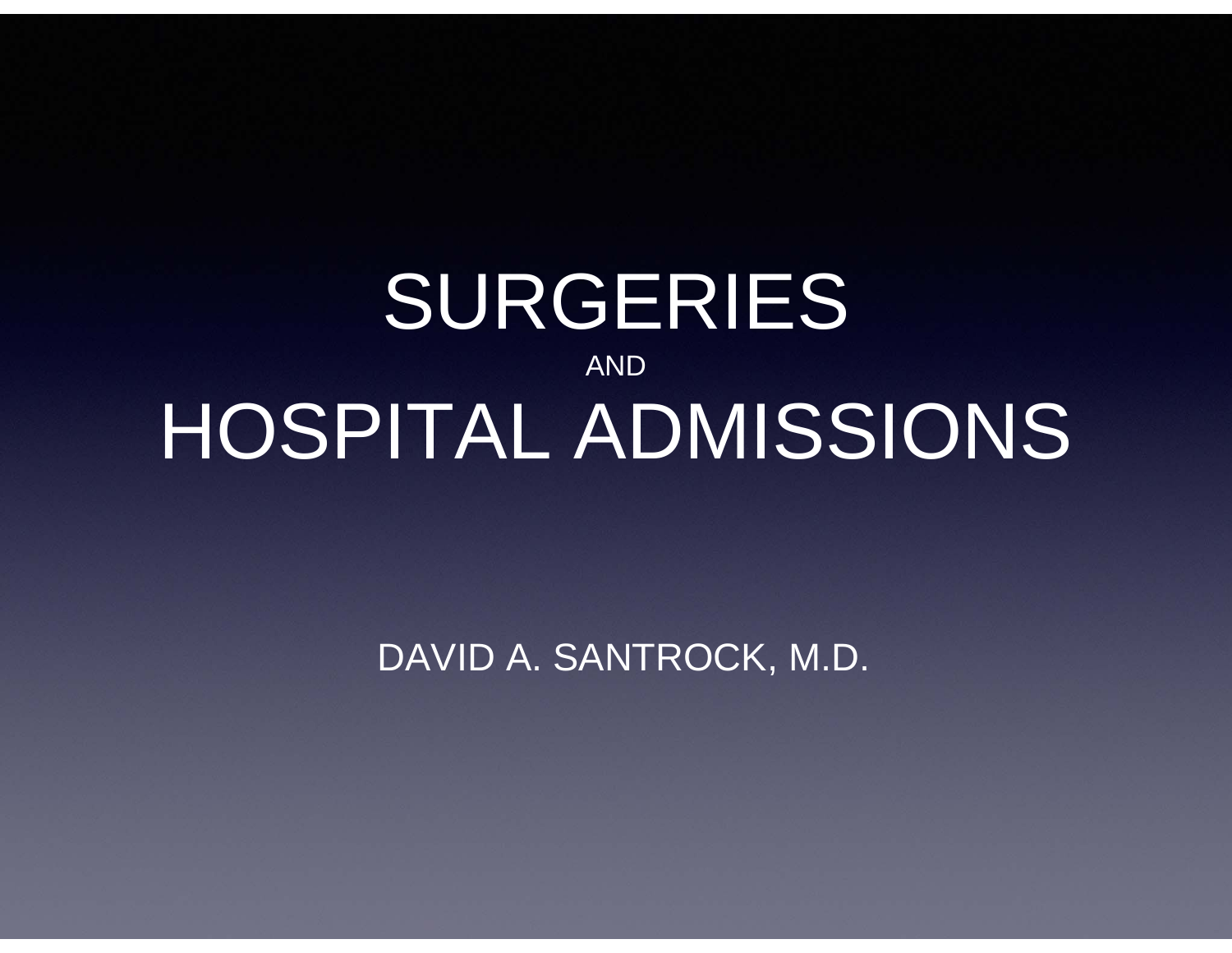# SURGERIES

AND

# HOSPITAL ADMISSIONS

DAVID A. SANTROCK, M.D.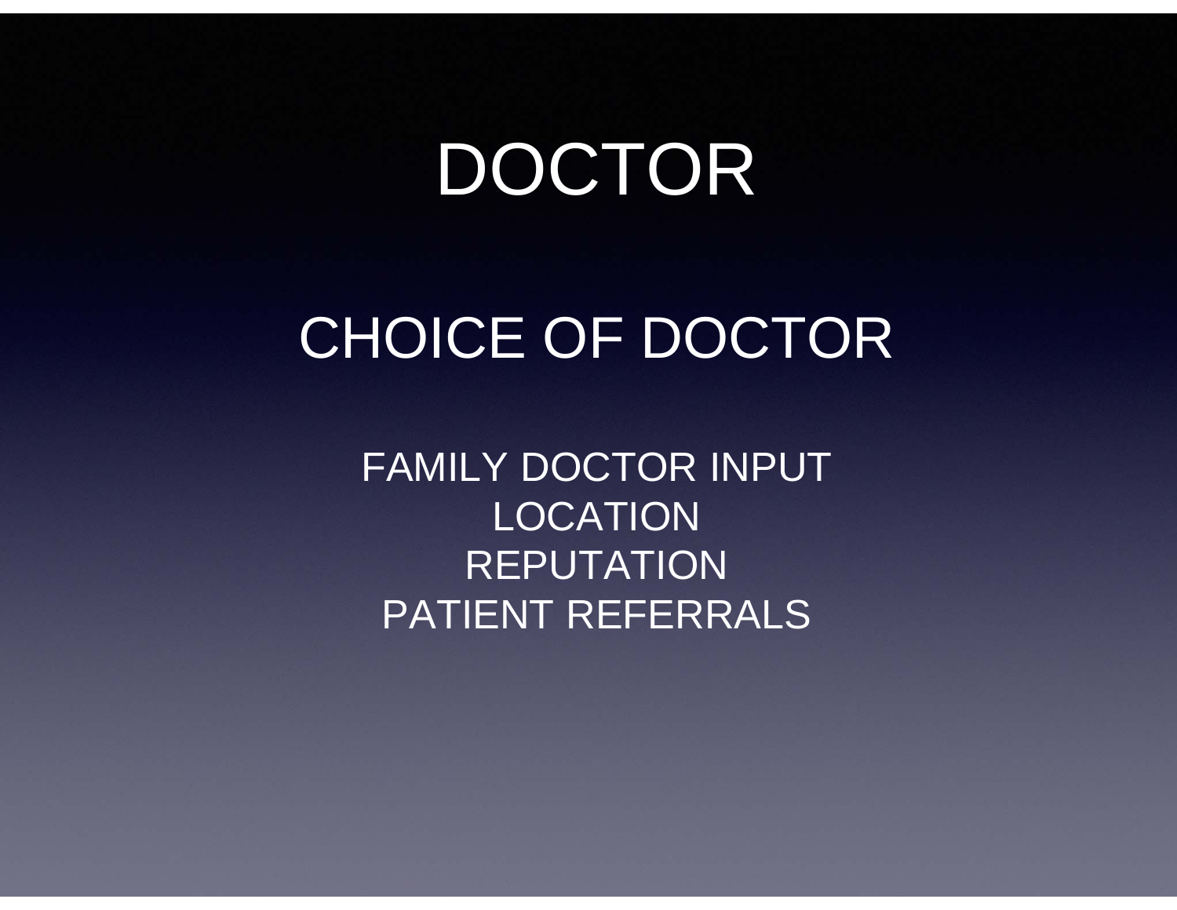# DOCTOR

## CHOICE OF DOCTOR

FAMILY DOCTOR INPUT
LOCATION
REPUTATION
PATIENT REFERRALS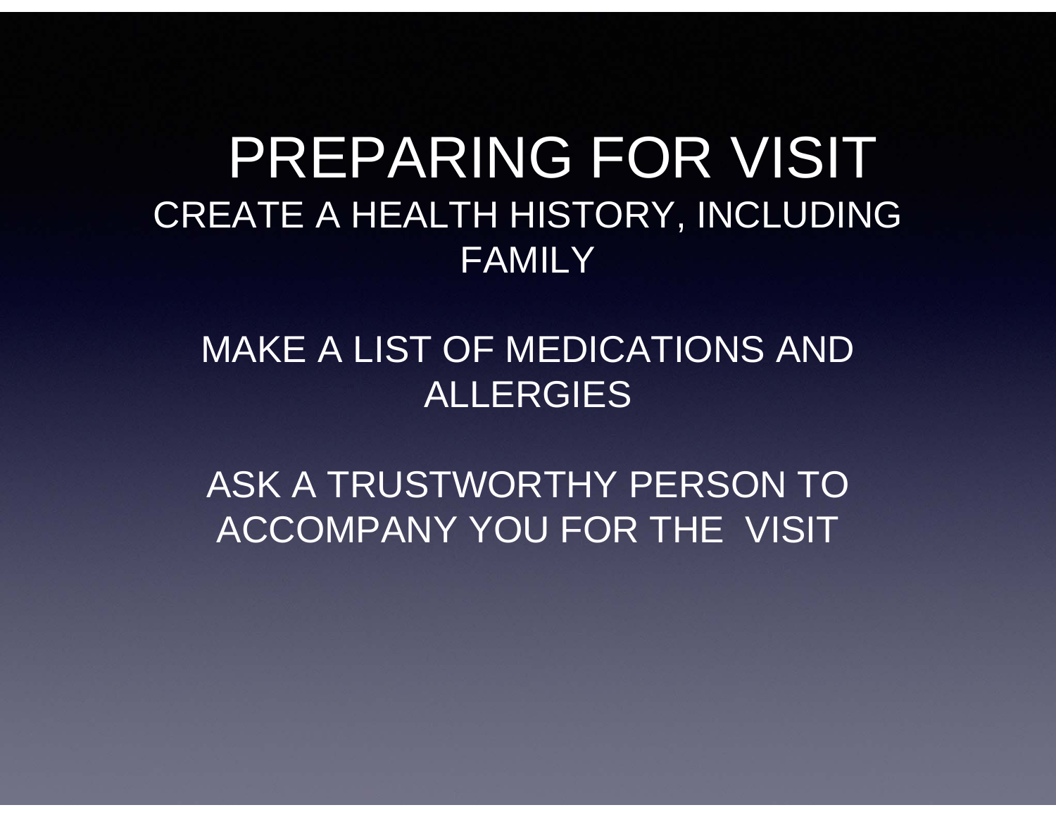# PREPARING FOR VISIT

CREATE A HEALTH HISTORY, INCLUDING FAMILY

MAKE A LIST OF MEDICATIONS AND ALLERGIES

ASK A TRUSTWORTHY PERSON TO ACCOMPANY YOU FOR THE VISIT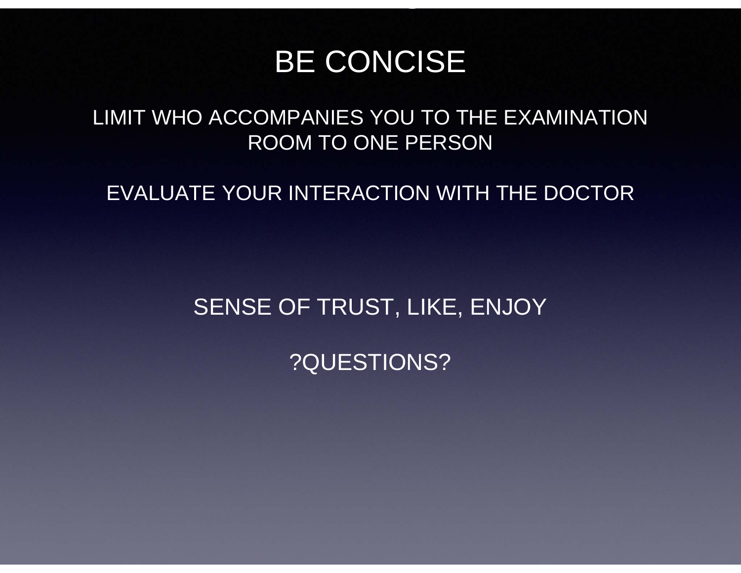# BE CONCISE

LIMIT WHO ACCOMPANIES YOU TO THE EXAMINATION ROOM TO ONE PERSON

EVALUATE YOUR INTERACTION WITH THE DOCTOR

SENSE OF TRUST, LIKE, ENJOY

?QUESTIONS?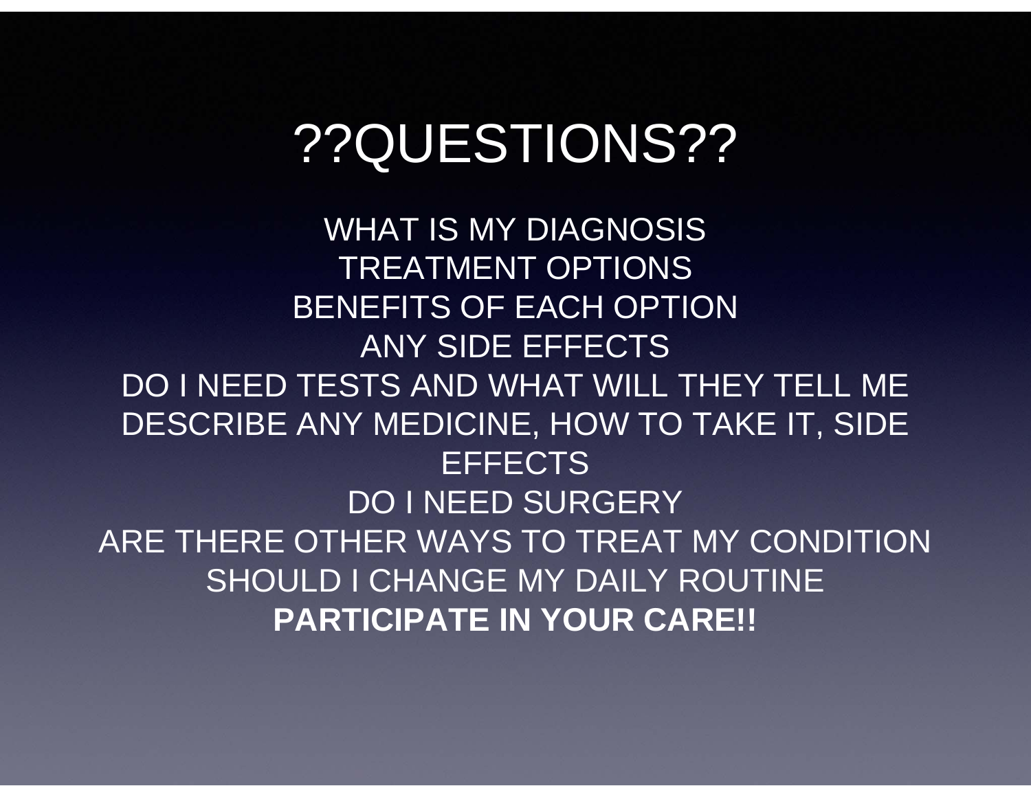# ??QUESTIONS??

WHAT IS MY DIAGNOSIS

TREATMENT OPTIONS

BENEFITS OF EACH OPTION

ANY SIDE EFFECTS

DO I NEED TESTS AND WHAT WILL THEY TELL ME

DESCRIBE ANY MEDICINE, HOW TO TAKE IT, SIDE EFFECTS

DO I NEED SURGERY

ARE THERE OTHER WAYS TO TREAT MY CONDITION

SHOULD I CHANGE MY DAILY ROUTINE

**PARTICIPATE IN YOUR CARE!!**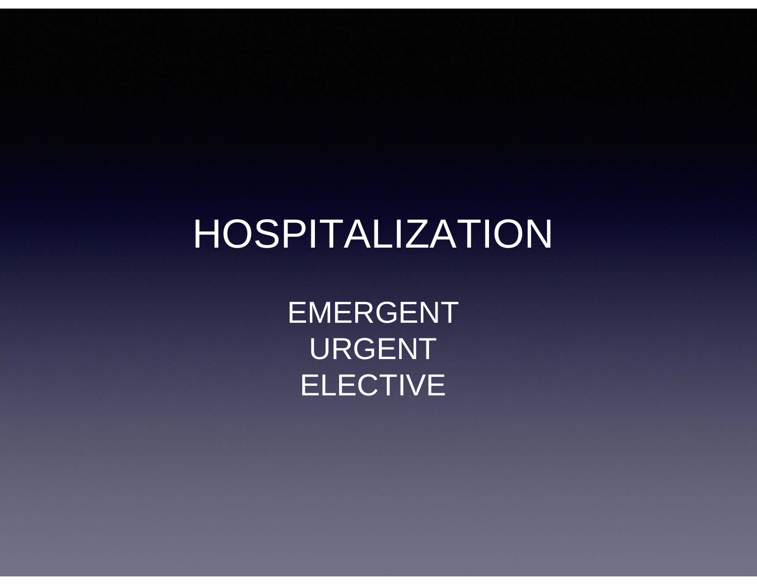# HOSPITALIZATION

EMERGENT
URGENT
ELECTIVE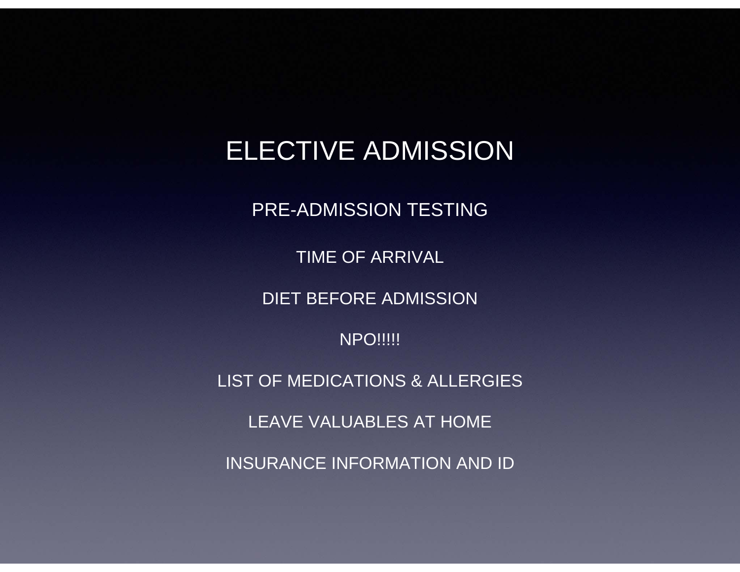# ELECTIVE ADMISSION

PRE-ADMISSION TESTING

TIME OF ARRIVAL

DIET BEFORE ADMISSION

NPO!!!!!

LIST OF MEDICATIONS & ALLERGIES

LEAVE VALUABLES AT HOME

INSURANCE INFORMATION AND ID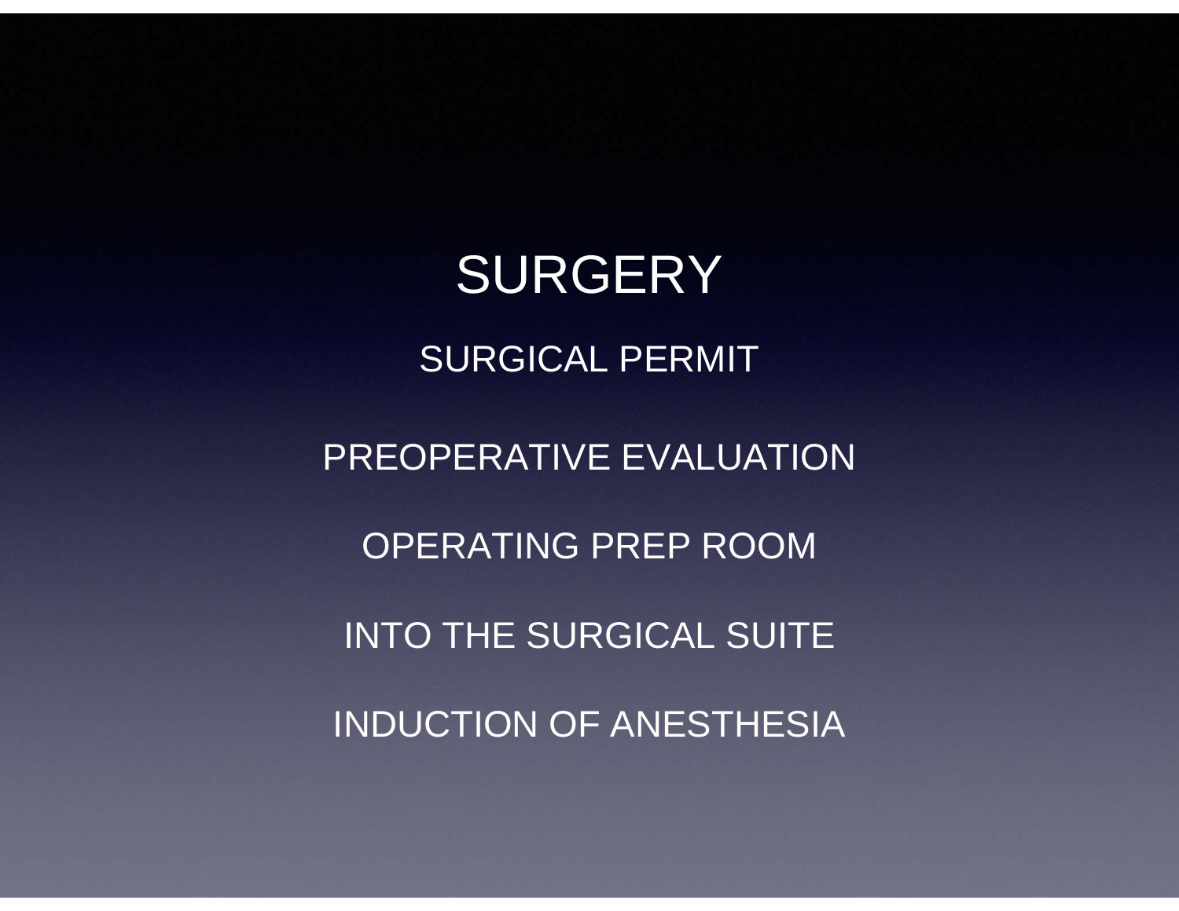# SURGERY

SURGICAL PERMIT

PREOPERATIVE EVALUATION

OPERATING PREP ROOM

INTO THE SURGICAL SUITE

INDUCTION OF ANESTHESIA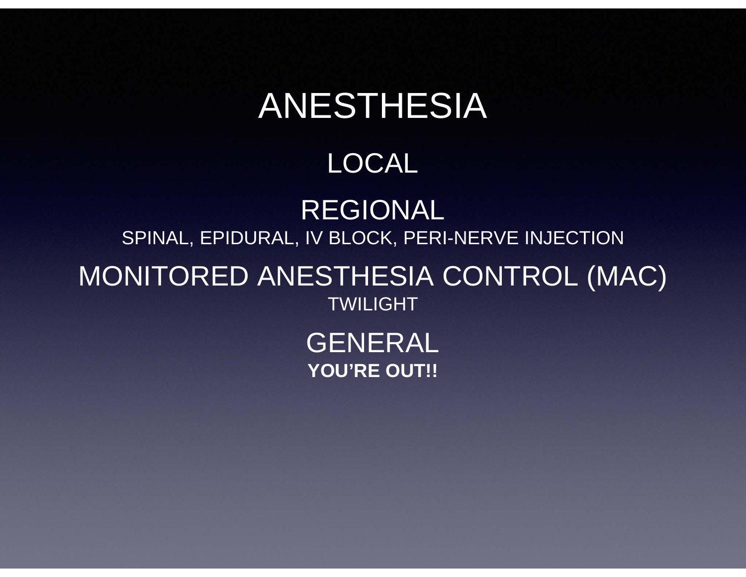# ANESTHESIA

## LOCAL

## REGIONAL

SPINAL, EPIDURAL, IV BLOCK, PERI-NERVE INJECTION

## MONITORED ANESTHESIA CONTROL (MAC)

TWILIGHT

## GENERAL

**YOU'RE OUT!!**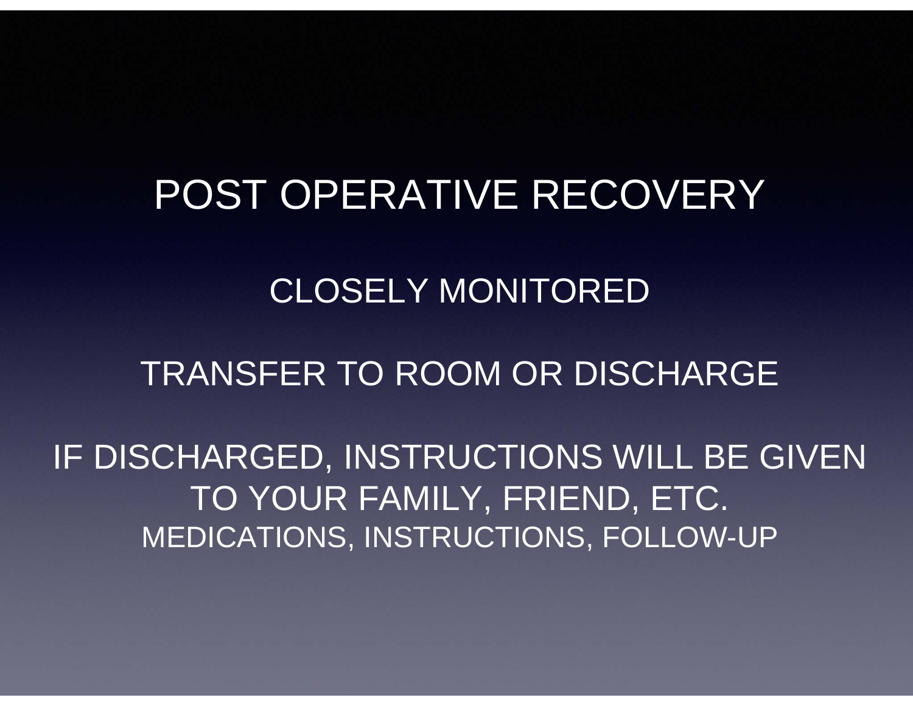# POST OPERATIVE RECOVERY

CLOSELY MONITORED

TRANSFER TO ROOM OR DISCHARGE

IF DISCHARGED, INSTRUCTIONS WILL BE GIVEN TO YOUR FAMILY, FRIEND, ETC.

MEDICATIONS, INSTRUCTIONS, FOLLOW-UP